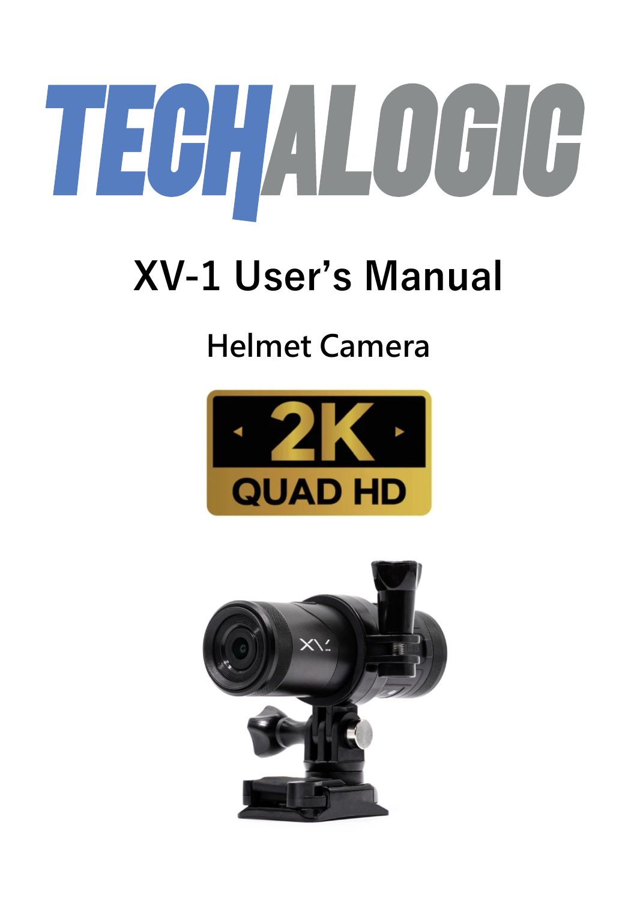# TECHALOGIC

## XV-1 User's Manual

### Helmet Camera

2K QUAD HD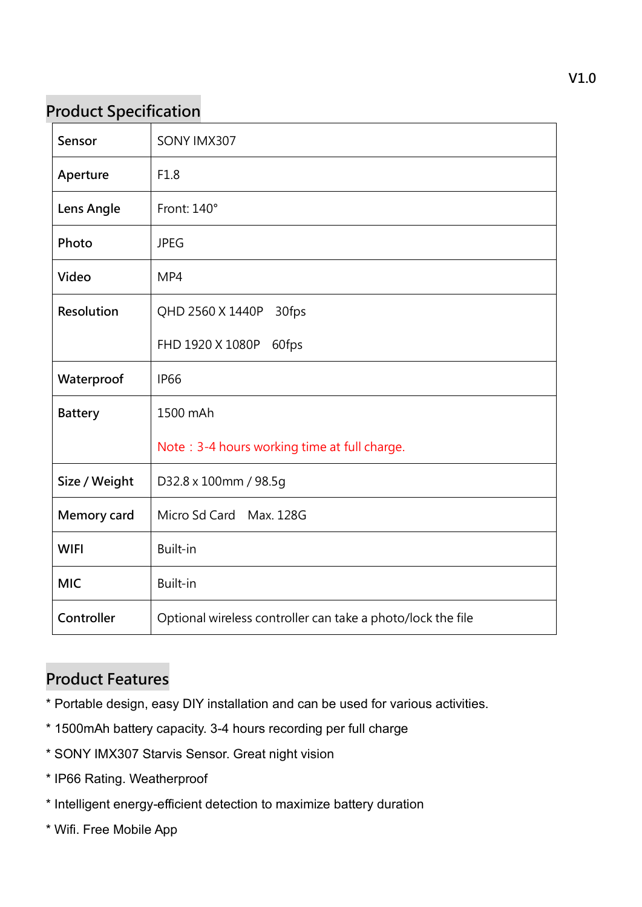V1.0

## Product Specification

| | |
|---|---|
| Sensor | SONY IMX307 |
| Aperture | F1.8 |
| Lens Angle | Front: 140° |
| Photo | JPEG |
| Video | MP4 |
| Resolution | QHD 2560 X 1440P 30fps<br>FHD 1920 X 1080P 60fps |
| Waterproof | IP66 |
| Battery | 1500 mAh<br>Note：3-4 hours working time at full charge. |
| Size / Weight | D32.8 x 100mm / 98.5g |
| Memory card | Micro Sd Card Max. 128G |
| WIFI | Built-in |
| MIC | Built-in |
| Controller | Optional wireless controller can take a photo/lock the file |

## Product Features

* Portable design, easy DIY installation and can be used for various activities.
* 1500mAh battery capacity. 3-4 hours recording per full charge
* SONY IMX307 Starvis Sensor. Great night vision
* IP66 Rating. Weatherproof
* Intelligent energy-efficient detection to maximize battery duration
* Wifi. Free Mobile App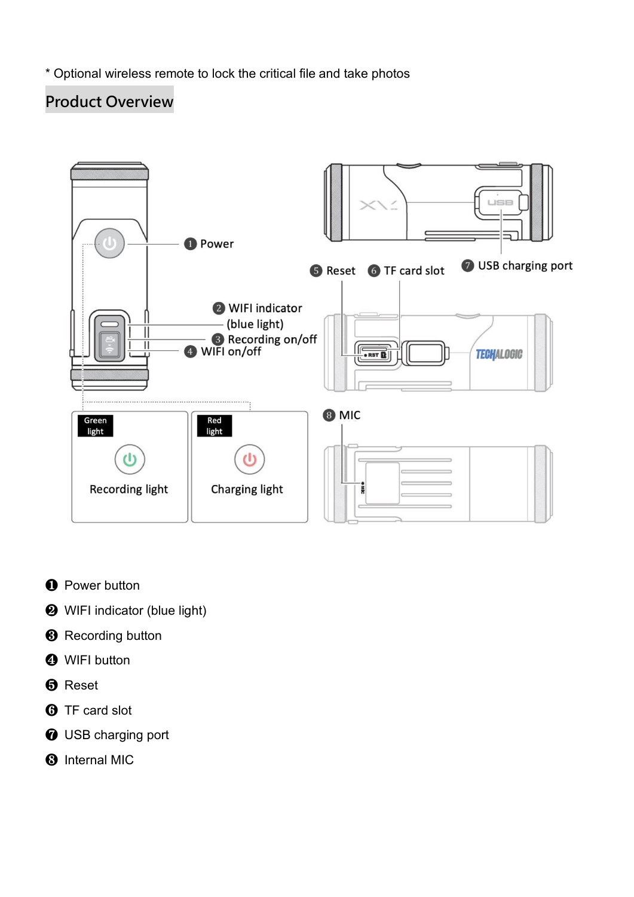* Optional wireless remote to lock the critical file and take photos

## Product Overview

❶ Power button

❷ WIFI indicator (blue light)

❸ Recording button

❹ WIFI button

❺ Reset

❻ TF card slot

❼ USB charging port

❽ Internal MIC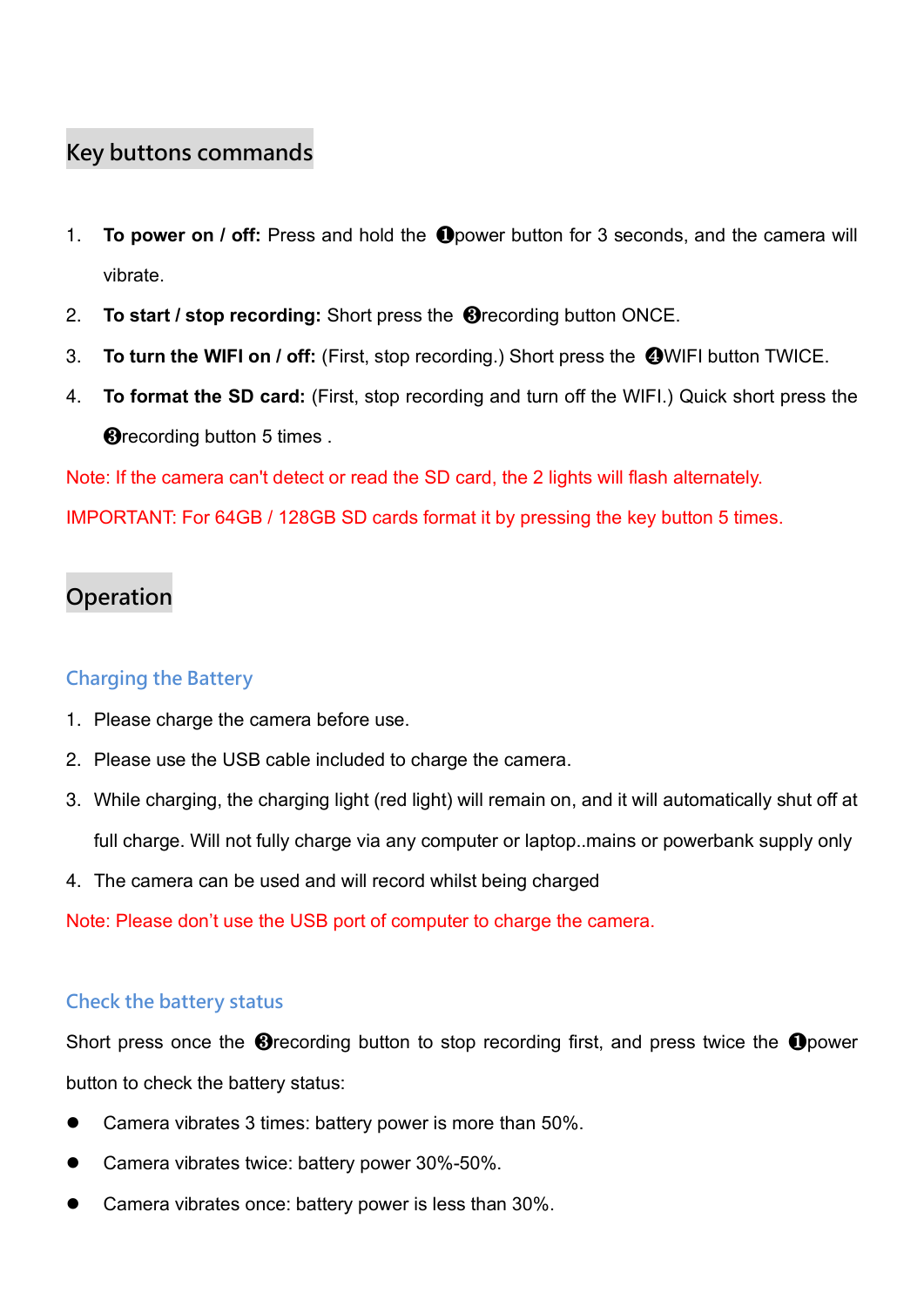## Key buttons commands

1. **To power on / off:** Press and hold the ❶power button for 3 seconds, and the camera will vibrate.
2. **To start / stop recording:** Short press the ❸recording button ONCE.
3. **To turn the WIFI on / off:** (First, stop recording.) Short press the ❹WIFI button TWICE.
4. **To format the SD card:** (First, stop recording and turn off the WIFI.) Quick short press the ❸recording button 5 times .

Note: If the camera can't detect or read the SD card, the 2 lights will flash alternately.

IMPORTANT: For 64GB / 128GB SD cards format it by pressing the key button 5 times.

## Operation

### Charging the Battery

1. Please charge the camera before use.
2. Please use the USB cable included to charge the camera.
3. While charging, the charging light (red light) will remain on, and it will automatically shut off at full charge. Will not fully charge via any computer or laptop..mains or powerbank supply only
4. The camera can be used and will record whilst being charged

Note: Please don't use the USB port of computer to charge the camera.

### Check the battery status

Short press once the ❸recording button to stop recording first, and press twice the ❶power button to check the battery status:

- Camera vibrates 3 times: battery power is more than 50%.
- Camera vibrates twice: battery power 30%-50%.
- Camera vibrates once: battery power is less than 30%.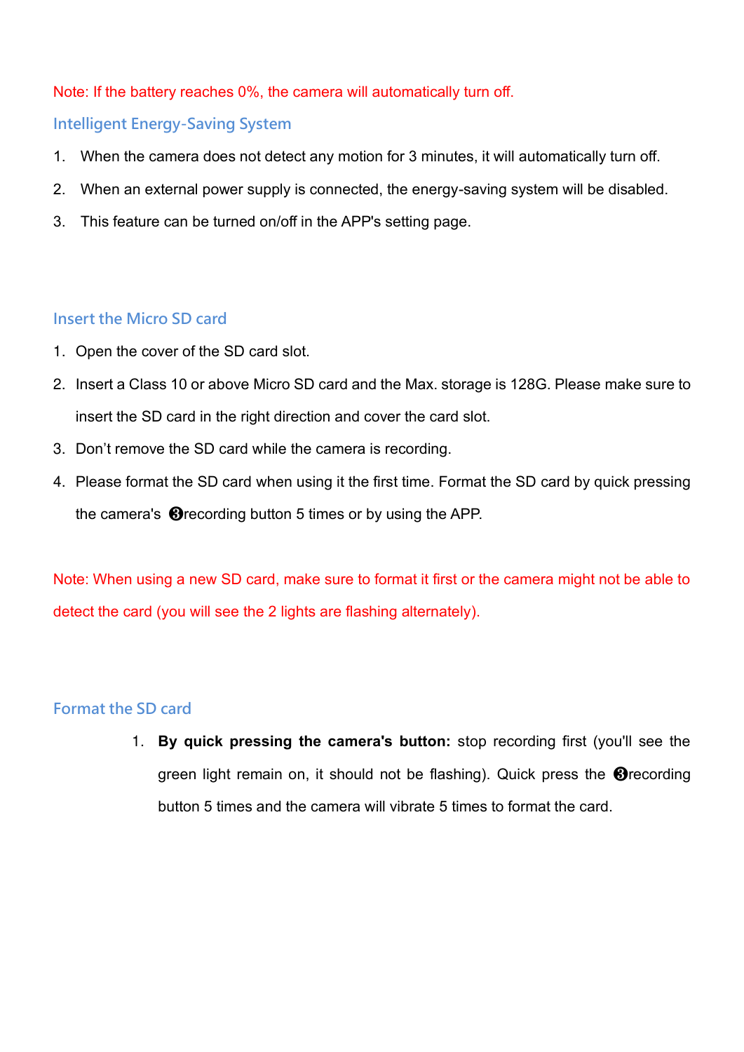Note: If the battery reaches 0%, the camera will automatically turn off.

## Intelligent Energy-Saving System

1. When the camera does not detect any motion for 3 minutes, it will automatically turn off.
2. When an external power supply is connected, the energy-saving system will be disabled.
3. This feature can be turned on/off in the APP's setting page.

## Insert the Micro SD card

1. Open the cover of the SD card slot.
2. Insert a Class 10 or above Micro SD card and the Max. storage is 128G. Please make sure to insert the SD card in the right direction and cover the card slot.
3. Don't remove the SD card while the camera is recording.
4. Please format the SD card when using it the first time. Format the SD card by quick pressing the camera's ❸recording button 5 times or by using the APP.

Note: When using a new SD card, make sure to format it first or the camera might not be able to detect the card (you will see the 2 lights are flashing alternately).

## Format the SD card

1. **By quick pressing the camera's button:** stop recording first (you'll see the green light remain on, it should not be flashing). Quick press the ❸recording button 5 times and the camera will vibrate 5 times to format the card.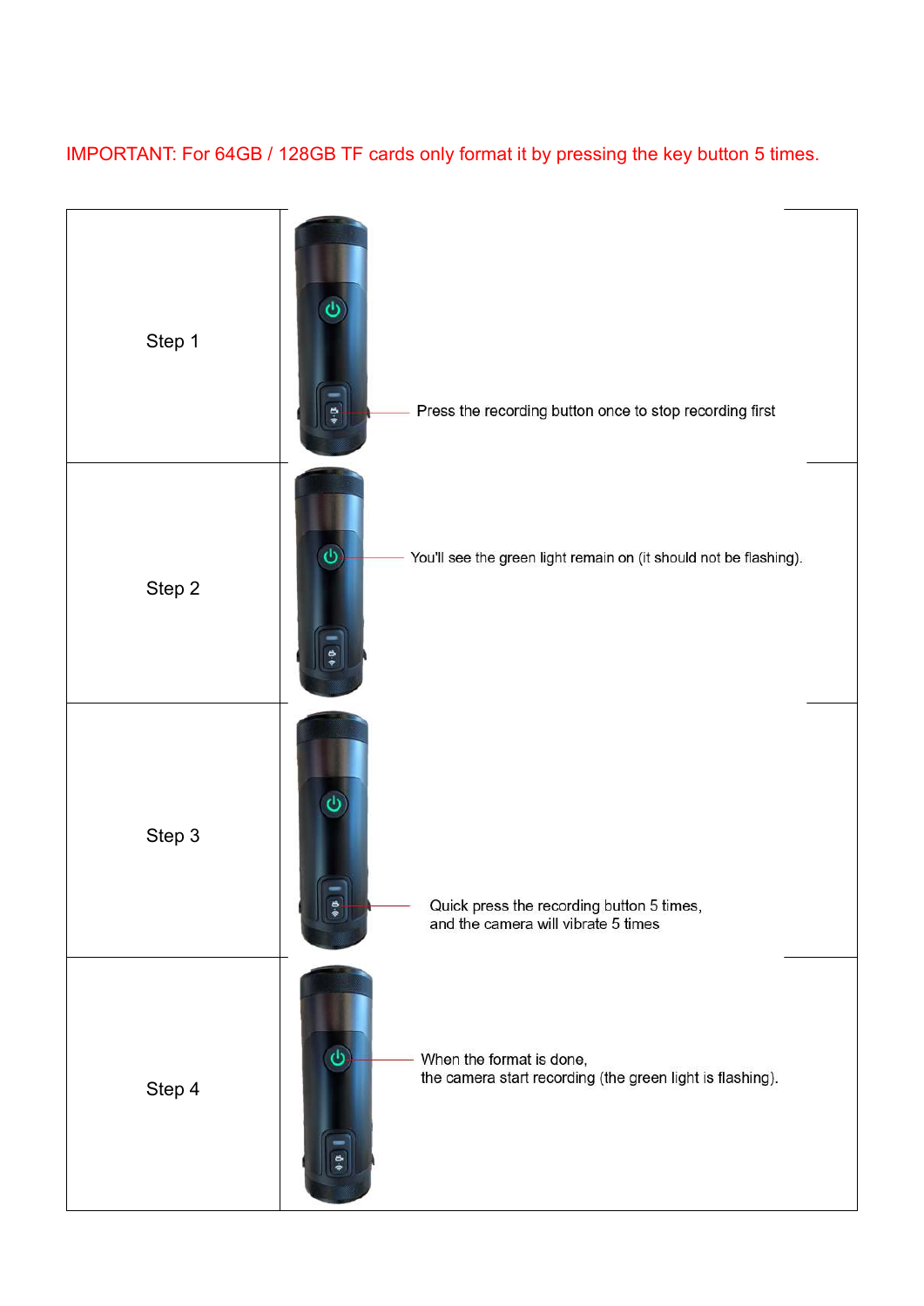IMPORTANT: For 64GB / 128GB TF cards only format it by pressing the key button 5 times.

| Step | Instruction |
| --- | --- |
| Step 1 | Press the recording button once to stop recording first |
| Step 2 | You'll see the green light remain on (it should not be flashing). |
| Step 3 | Quick press the recording button 5 times, and the camera will vibrate 5 times |
| Step 4 | When the format is done, the camera start recording (the green light is flashing). |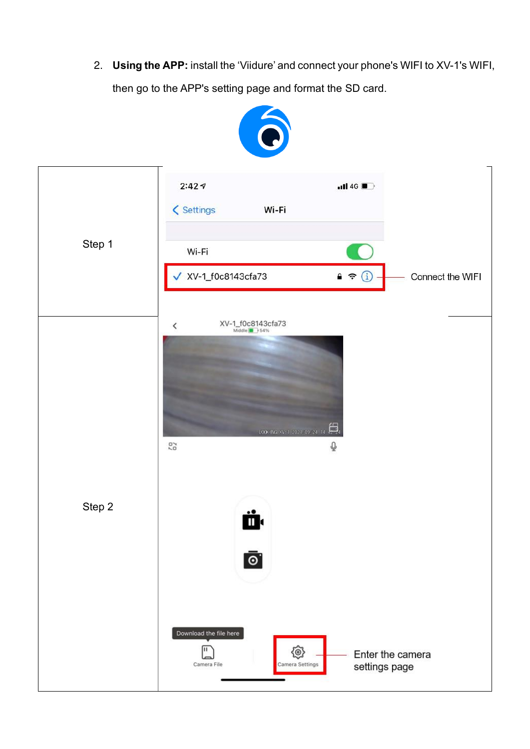2. **Using the APP:** install the 'Viidure' and connect your phone's WIFI to XV-1's WIFI, then go to the APP's setting page and format the SD card.

| | | |
|---|---|---|
| Step 1 | Settings Wi-Fi<br>Wi-Fi<br>XV-1_f0c8143cfa73 | Connect the WIFI |
| Step 2 | XV-1_f0c8143cfa73<br>Download the file here<br>Camera File<br>Camera Settings | Enter the camera settings page |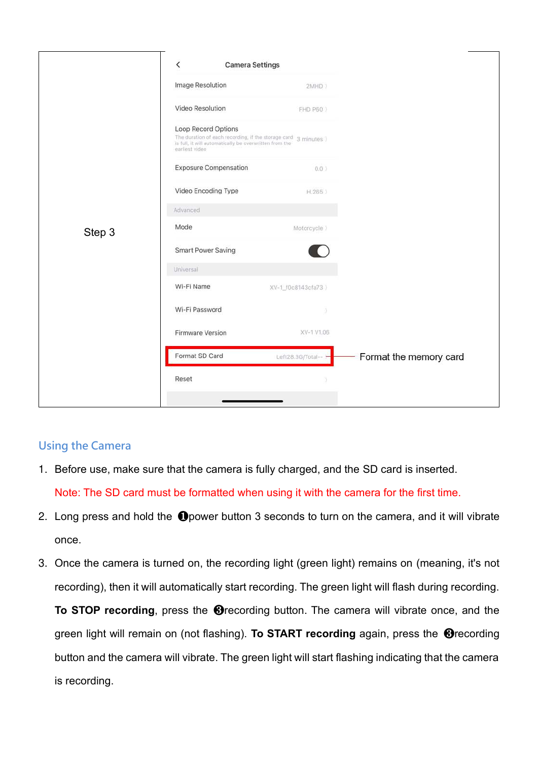| Step 3 | Camera Settings<br>Image Resolution 2MHD<br>Video Resolution FHD P60<br>Loop Record Options 3 minutes<br>The duration of each recording, if the storage card is full, it will automatically be overwritten from the earliest video<br>Exposure Compensation 0.0<br>Video Encoding Type H.265<br>Advanced<br>Mode Motorcycle<br>Smart Power Saving<br>Universal<br>Wi-Fi Name XV-1_f0c8143cfa73<br>Wi-Fi Password<br>Firmware Version XV-1 V1.06<br>Format SD Card Left28.3G/Total--<br>Reset | Format the memory card |
|---|---|---|

## Using the Camera

1. Before use, make sure that the camera is fully charged, and the SD card is inserted.

   Note: The SD card must be formatted when using it with the camera for the first time.

2. Long press and hold the ➊power button 3 seconds to turn on the camera, and it will vibrate once.

3. Once the camera is turned on, the recording light (green light) remains on (meaning, it's not recording), then it will automatically start recording. The green light will flash during recording. **To STOP recording**, press the ➌recording button. The camera will vibrate once, and the green light will remain on (not flashing). **To START recording** again, press the ➌recording button and the camera will vibrate. The green light will start flashing indicating that the camera is recording.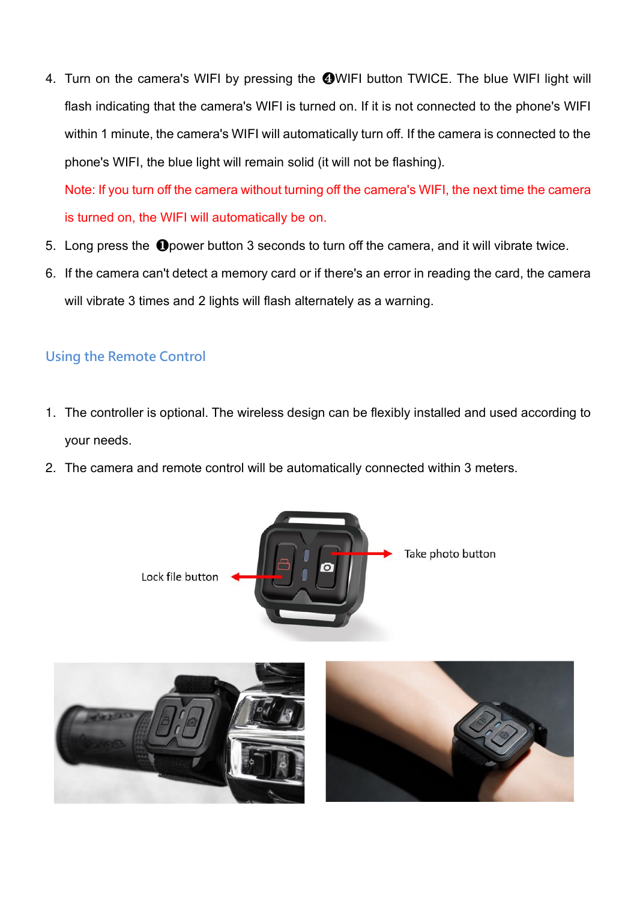4. Turn on the camera's WIFI by pressing the ❹WIFI button TWICE. The blue WIFI light will flash indicating that the camera's WIFI is turned on. If it is not connected to the phone's WIFI within 1 minute, the camera's WIFI will automatically turn off. If the camera is connected to the phone's WIFI, the blue light will remain solid (it will not be flashing).

   Note: If you turn off the camera without turning off the camera's WIFI, the next time the camera is turned on, the WIFI will automatically be on.

5. Long press the ❶power button 3 seconds to turn off the camera, and it will vibrate twice.
6. If the camera can't detect a memory card or if there's an error in reading the card, the camera will vibrate 3 times and 2 lights will flash alternately as a warning.

## Using the Remote Control

1. The controller is optional. The wireless design can be flexibly installed and used according to your needs.
2. The camera and remote control will be automatically connected within 3 meters.

Lock file button

Take photo button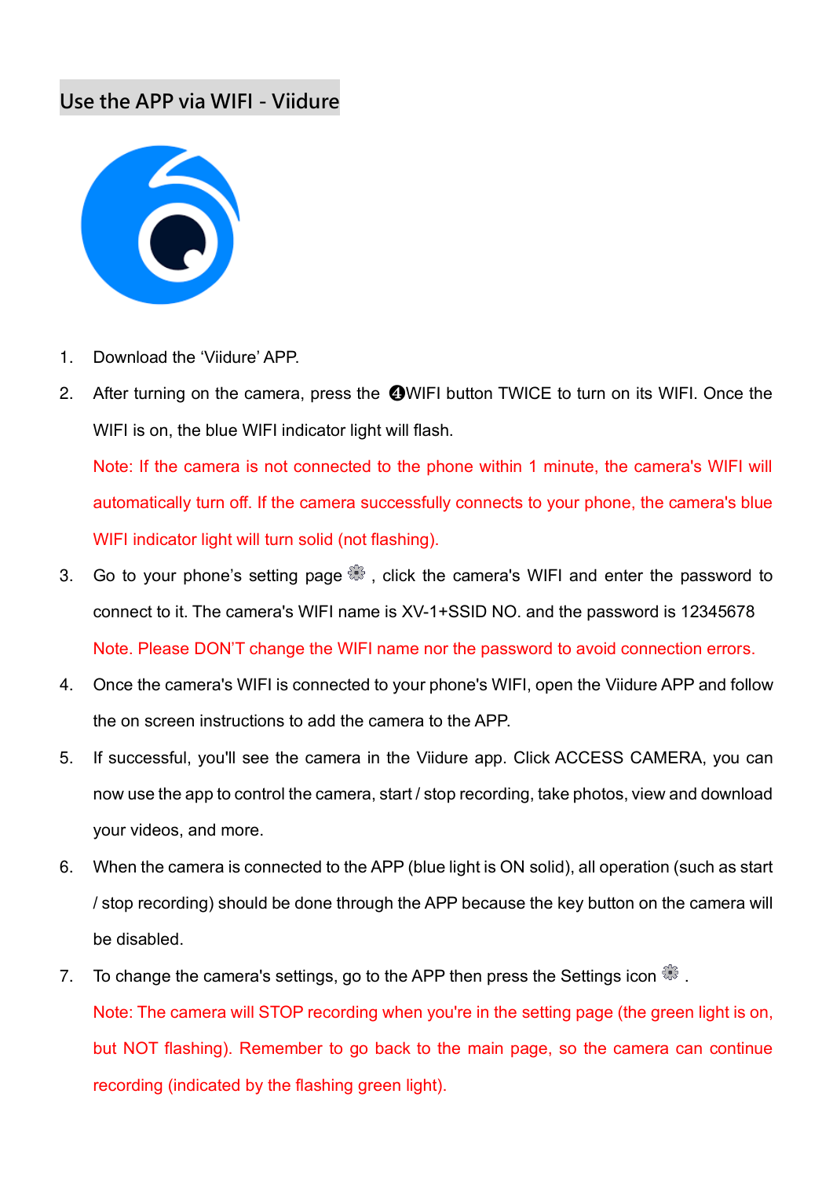## Use the APP via WIFI - Viidure

1. Download the 'Viidure' APP.
2. After turning on the camera, press the ❹WIFI button TWICE to turn on its WIFI. Once the WIFI is on, the blue WIFI indicator light will flash.

   Note: If the camera is not connected to the phone within 1 minute, the camera's WIFI will automatically turn off. If the camera successfully connects to your phone, the camera's blue WIFI indicator light will turn solid (not flashing).
3. Go to your phone's setting page ⚙, click the camera's WIFI and enter the password to connect to it. The camera's WIFI name is XV-1+SSID NO. and the password is 12345678

   Note. Please DON'T change the WIFI name nor the password to avoid connection errors.
4. Once the camera's WIFI is connected to your phone's WIFI, open the Viidure APP and follow the on screen instructions to add the camera to the APP.
5. If successful, you'll see the camera in the Viidure app. Click ACCESS CAMERA, you can now use the app to control the camera, start / stop recording, take photos, view and download your videos, and more.
6. When the camera is connected to the APP (blue light is ON solid), all operation (such as start / stop recording) should be done through the APP because the key button on the camera will be disabled.
7. To change the camera's settings, go to the APP then press the Settings icon ⚙ .

   Note: The camera will STOP recording when you're in the setting page (the green light is on, but NOT flashing). Remember to go back to the main page, so the camera can continue recording (indicated by the flashing green light).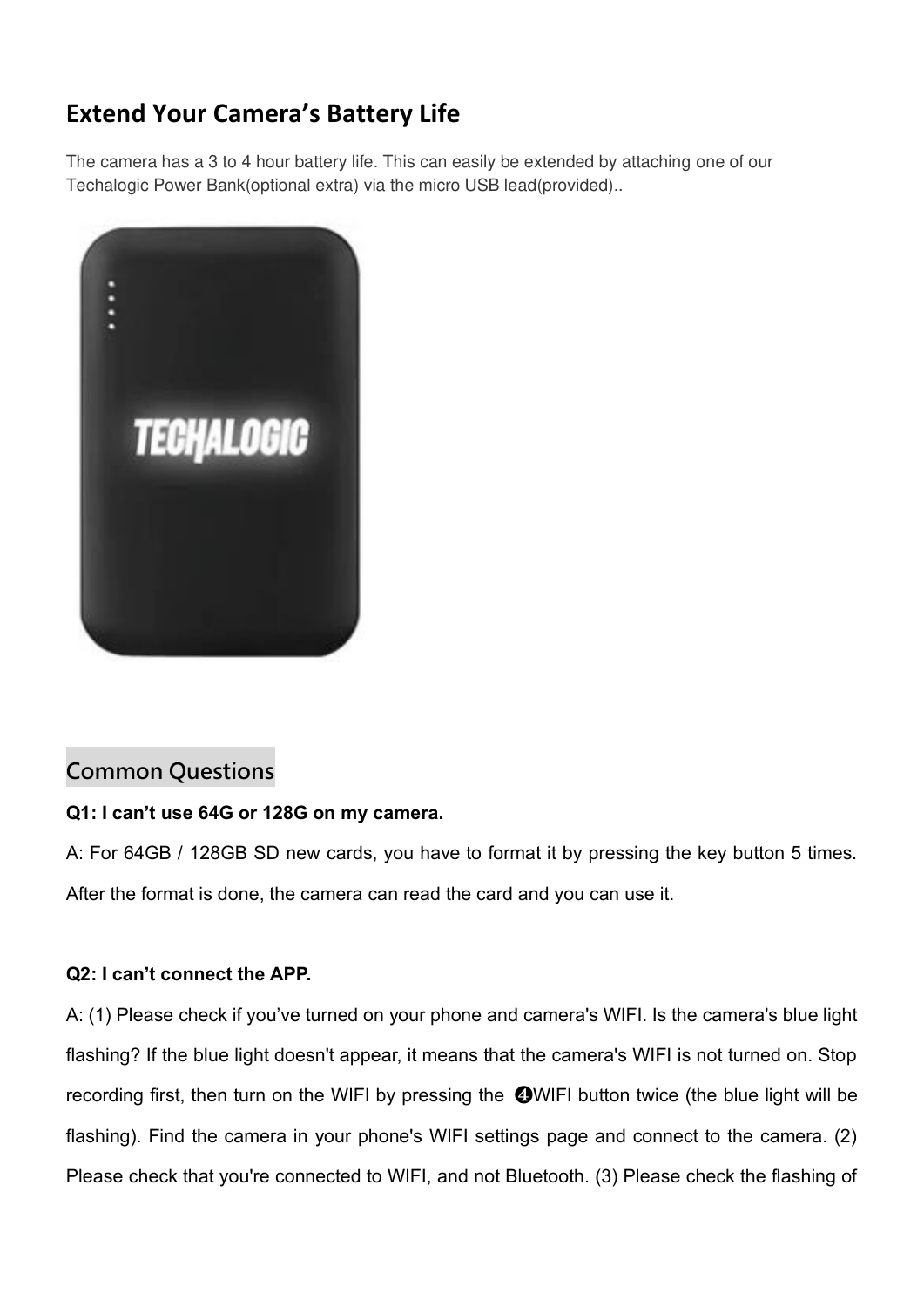## Extend Your Camera's Battery Life

The camera has a 3 to 4 hour battery life. This can easily be extended by attaching one of our Techalogic Power Bank(optional extra) via the micro USB lead(provided)..

## Common Questions

**Q1: I can't use 64G or 128G on my camera.**

A: For 64GB / 128GB SD new cards, you have to format it by pressing the key button 5 times. After the format is done, the camera can read the card and you can use it.

**Q2: I can't connect the APP.**

A: (1) Please check if you've turned on your phone and camera's WIFI. Is the camera's blue light flashing? If the blue light doesn't appear, it means that the camera's WIFI is not turned on. Stop recording first, then turn on the WIFI by pressing the ❹WIFI button twice (the blue light will be flashing). Find the camera in your phone's WIFI settings page and connect to the camera. (2) Please check that you're connected to WIFI, and not Bluetooth. (3) Please check the flashing of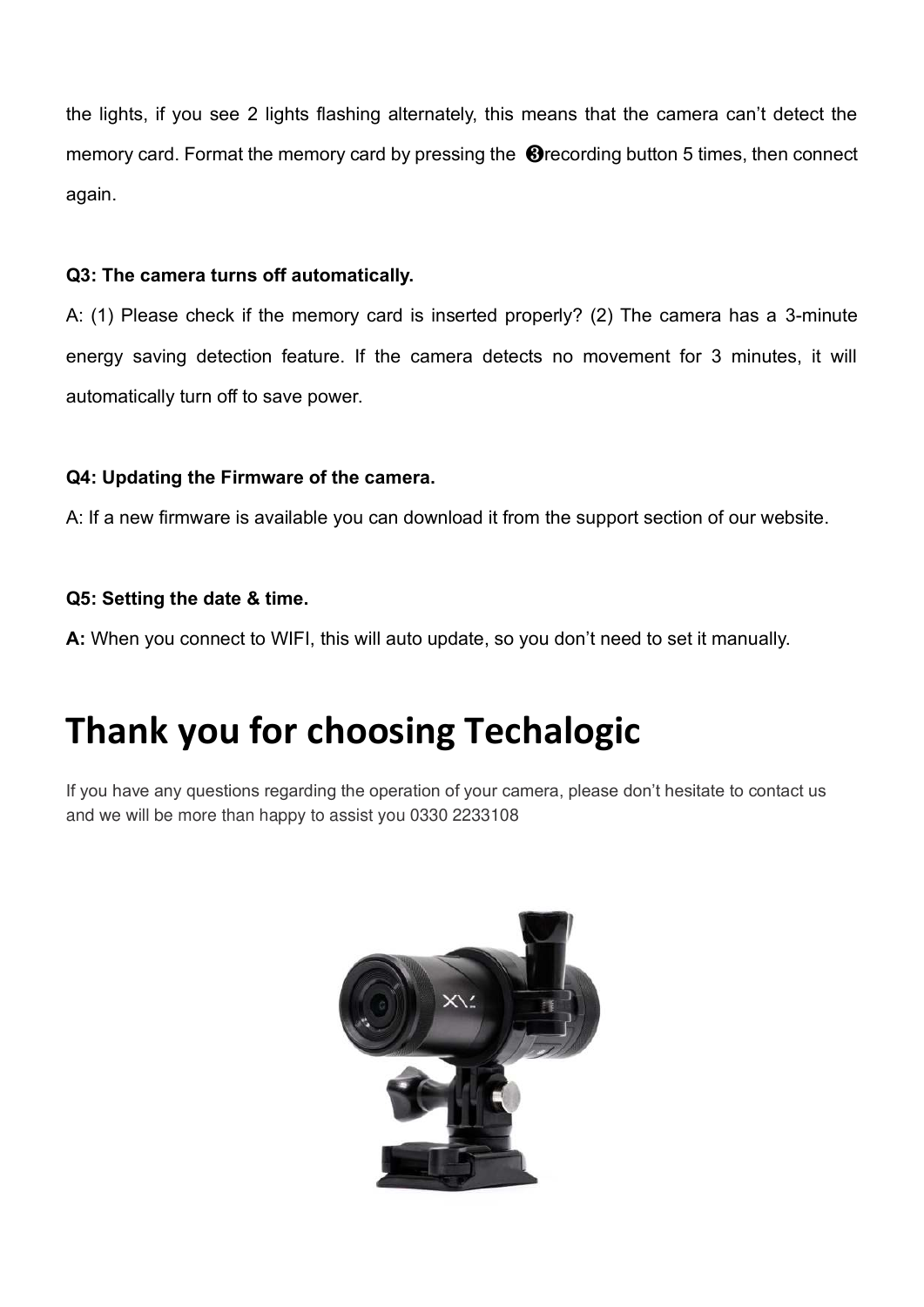the lights, if you see 2 lights flashing alternately, this means that the camera can't detect the memory card. Format the memory card by pressing the ❸recording button 5 times, then connect again.

**Q3: The camera turns off automatically.**

A: (1) Please check if the memory card is inserted properly? (2) The camera has a 3-minute energy saving detection feature. If the camera detects no movement for 3 minutes, it will automatically turn off to save power.

**Q4: Updating the Firmware of the camera.**

A: If a new firmware is available you can download it from the support section of our website.

**Q5: Setting the date & time.**

**A:** When you connect to WIFI, this will auto update, so you don't need to set it manually.

# Thank you for choosing Techalogic

If you have any questions regarding the operation of your camera, please don't hesitate to contact us and we will be more than happy to assist you 0330 2233108